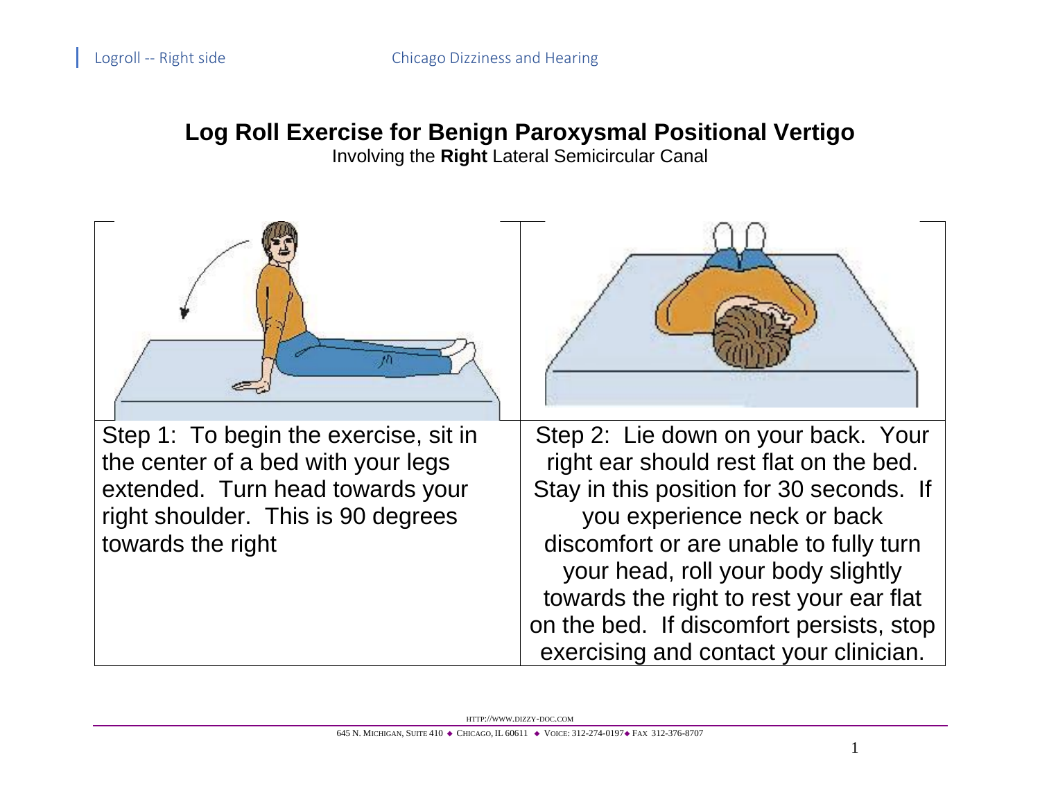# Log Roll Exercise for Benign Paroxysmal Positional Vertigo

Involving the **Right** Lateral Semicircular Canal

| Step 1 | Step 2 |
| --- | --- |
| Step 1: To begin the exercise, sit in the center of a bed with your legs extended. Turn head towards your right shoulder. This is 90 degrees towards the right | Step 2: Lie down on your back. Your right ear should rest flat on the bed. Stay in this position for 30 seconds. If you experience neck or back discomfort or are unable to fully turn your head, roll your body slightly towards the right to rest your ear flat on the bed. If discomfort persists, stop exercising and contact your clinician. |

HTTP://WWW.DIZZY-DOC.COM

645 N. MICHIGAN, SUITE 410 ◆ CHICAGO, IL 60611 ◆ VOICE: 312-274-0197◆ FAX 312-376-8707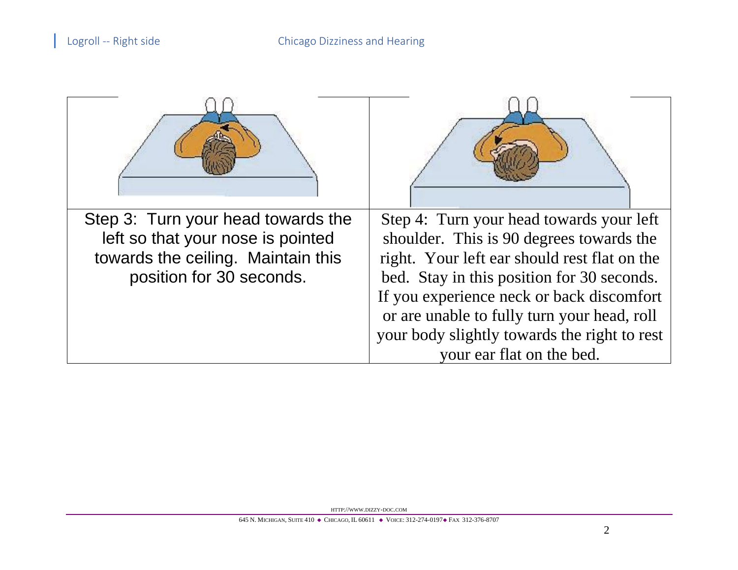| Step 3: Turn your head towards the left so that your nose is pointed towards the ceiling. Maintain this position for 30 seconds. | Step 4: Turn your head towards your left shoulder. This is 90 degrees towards the right. Your left ear should rest flat on the bed. Stay in this position for 30 seconds. If you experience neck or back discomfort or are unable to fully turn your head, roll your body slightly towards the right to rest your ear flat on the bed. |
| --- | --- |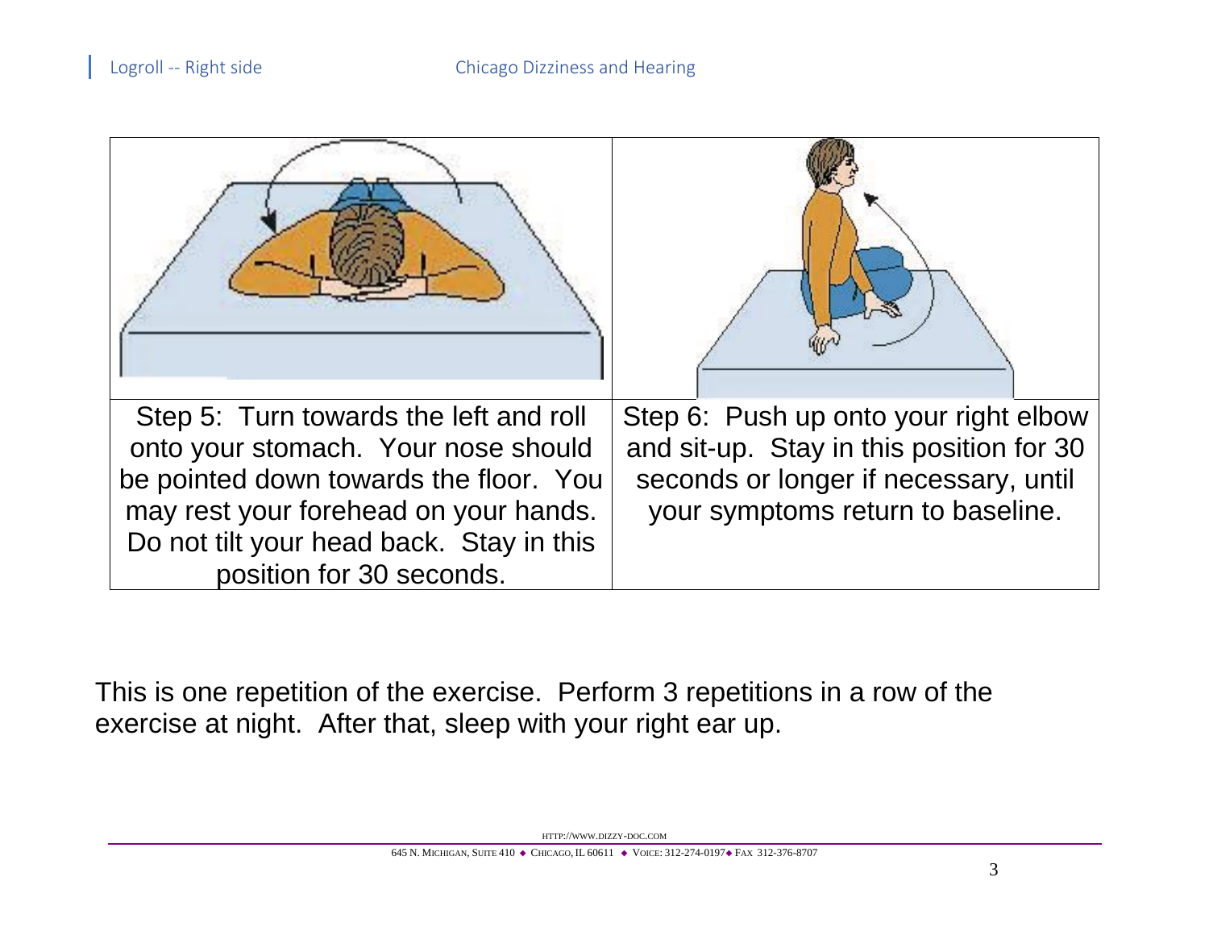| Step 5: Turn towards the left and roll onto your stomach. Your nose should be pointed down towards the floor. You may rest your forehead on your hands. Do not tilt your head back. Stay in this position for 30 seconds. | Step 6: Push up onto your right elbow and sit-up. Stay in this position for 30 seconds or longer if necessary, until your symptoms return to baseline. |
| --- | --- |

This is one repetition of the exercise. Perform 3 repetitions in a row of the exercise at night. After that, sleep with your right ear up.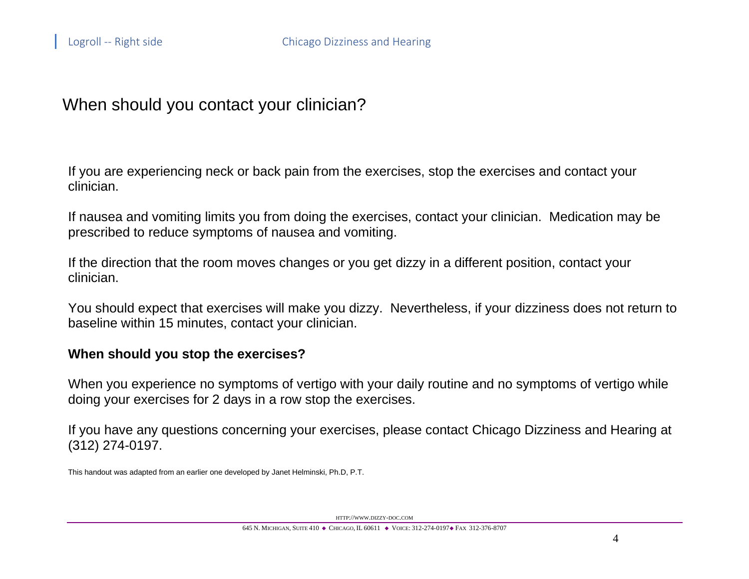# When should you contact your clinician?

If you are experiencing neck or back pain from the exercises, stop the exercises and contact your clinician.

If nausea and vomiting limits you from doing the exercises, contact your clinician. Medication may be prescribed to reduce symptoms of nausea and vomiting.

If the direction that the room moves changes or you get dizzy in a different position, contact your clinician.

You should expect that exercises will make you dizzy. Nevertheless, if your dizziness does not return to baseline within 15 minutes, contact your clinician.

**When should you stop the exercises?**

When you experience no symptoms of vertigo with your daily routine and no symptoms of vertigo while doing your exercises for 2 days in a row stop the exercises.

If you have any questions concerning your exercises, please contact Chicago Dizziness and Hearing at (312) 274-0197.

This handout was adapted from an earlier one developed by Janet Helminski, Ph.D, P.T.